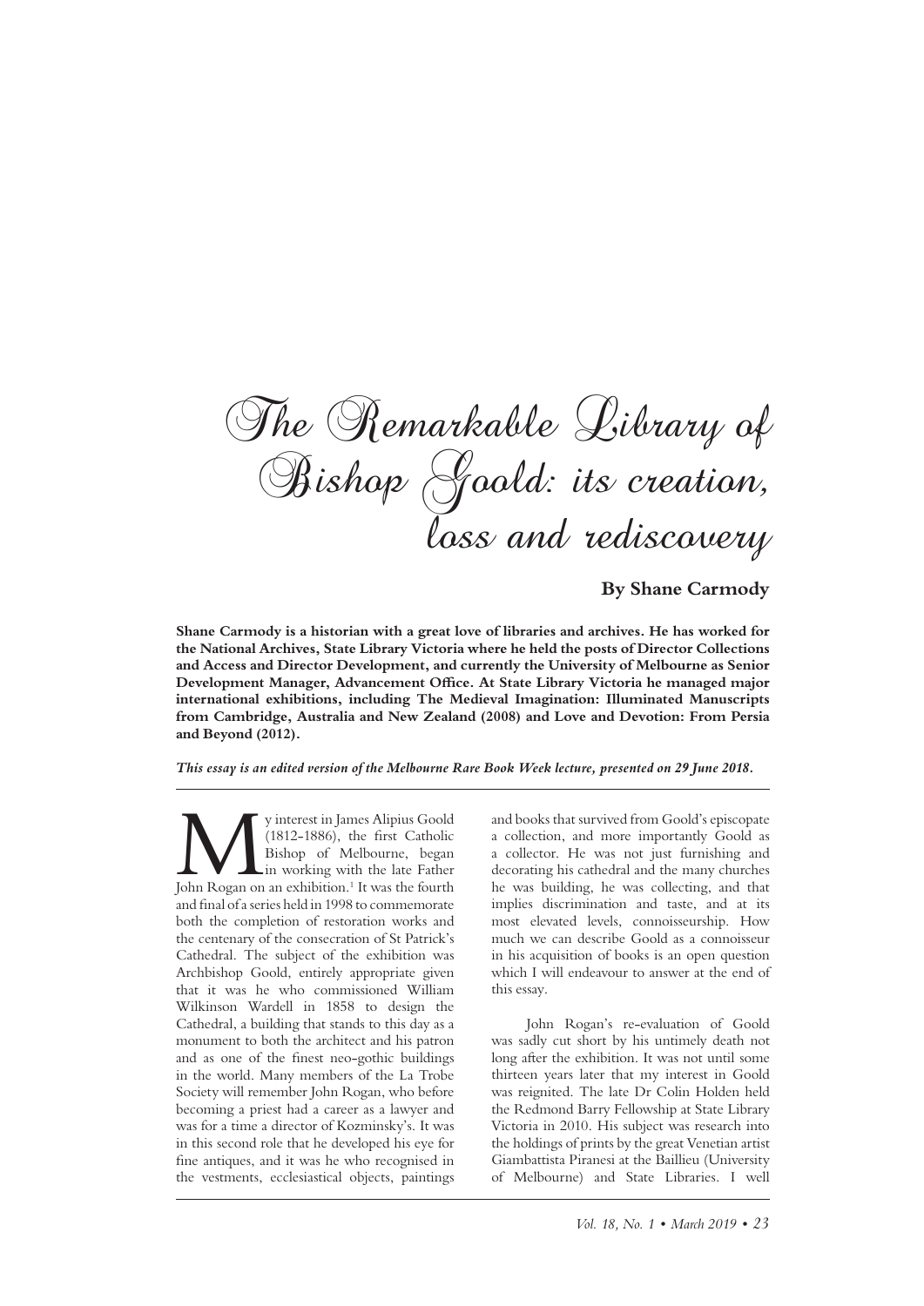# The Remarkable Library of Bishop Goold: its creation, loss and rediscovery

**By Shane Carmody**

**Shane Carmody is a historian with a great love of libraries and archives. He has worked for the National Archives, State Library Victoria where he held the posts of Director Collections and Access and Director Development, and currently the University of Melbourne as Senior Development Manager, Advancement Office. At State Library Victoria he managed major international exhibitions, including The Medieval Imagination: Illuminated Manuscripts from Cambridge, Australia and New Zealand (2008) and Love and Devotion: From Persia and Beyond (2012).**

***This essay is an edited version of the Melbourne Rare Book Week lecture, presented on 29 June 2018.***

My interest in James Alipius Goold (1812-1886), the first Catholic Bishop of Melbourne, began in working with the late Father John Rogan on an exhibition.[1] It was the fourth and final of a series held in 1998 to commemorate both the completion of restoration works and the centenary of the consecration of St Patrick's Cathedral. The subject of the exhibition was Archbishop Goold, entirely appropriate given that it was he who commissioned William Wilkinson Wardell in 1858 to design the Cathedral, a building that stands to this day as a monument to both the architect and his patron and as one of the finest neo-gothic buildings in the world. Many members of the La Trobe Society will remember John Rogan, who before becoming a priest had a career as a lawyer and was for a time a director of Kozminsky's. It was in this second role that he developed his eye for fine antiques, and it was he who recognised in the vestments, ecclesiastical objects, paintings and books that survived from Goold's episcopate a collection, and more importantly Goold as a collector. He was not just furnishing and decorating his cathedral and the many churches he was building, he was collecting, and that implies discrimination and taste, and at its most elevated levels, connoisseurship. How much we can describe Goold as a connoisseur in his acquisition of books is an open question which I will endeavour to answer at the end of this essay.

John Rogan's re-evaluation of Goold was sadly cut short by his untimely death not long after the exhibition. It was not until some thirteen years later that my interest in Goold was reignited. The late Dr Colin Holden held the Redmond Barry Fellowship at State Library Victoria in 2010. His subject was research into the holdings of prints by the great Venetian artist Giambattista Piranesi at the Baillieu (University of Melbourne) and State Libraries. I well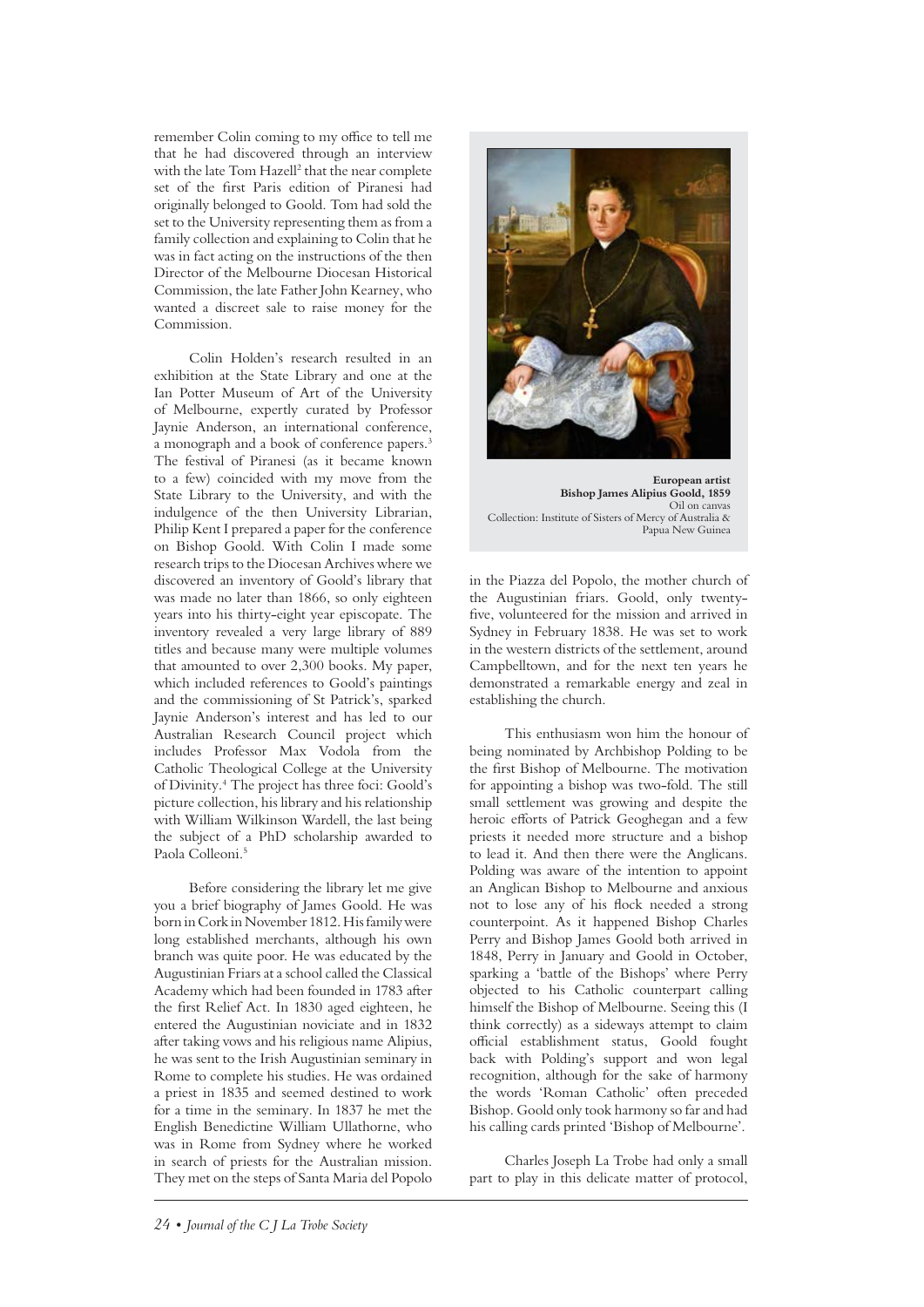remember Colin coming to my office to tell me that he had discovered through an interview with the late Tom Hazell[2] that the near complete set of the first Paris edition of Piranesi had originally belonged to Goold. Tom had sold the set to the University representing them as from a family collection and explaining to Colin that he was in fact acting on the instructions of the then Director of the Melbourne Diocesan Historical Commission, the late Father John Kearney, who wanted a discreet sale to raise money for the Commission.

Colin Holden's research resulted in an exhibition at the State Library and one at the Ian Potter Museum of Art of the University of Melbourne, expertly curated by Professor Jaynie Anderson, an international conference, a monograph and a book of conference papers.[3] The festival of Piranesi (as it became known to a few) coincided with my move from the State Library to the University, and with the indulgence of the then University Librarian, Philip Kent I prepared a paper for the conference on Bishop Goold. With Colin I made some research trips to the Diocesan Archives where we discovered an inventory of Goold's library that was made no later than 1866, so only eighteen years into his thirty-eight year episcopate. The inventory revealed a very large library of 889 titles and because many were multiple volumes that amounted to over 2,300 books. My paper, which included references to Goold's paintings and the commissioning of St Patrick's, sparked Jaynie Anderson's interest and has led to our Australian Research Council project which includes Professor Max Vodola from the Catholic Theological College at the University of Divinity.[4] The project has three foci: Goold's picture collection, his library and his relationship with William Wilkinson Wardell, the last being the subject of a PhD scholarship awarded to Paola Colleoni.[5]

Before considering the library let me give you a brief biography of James Goold. He was born in Cork in November 1812. His family were long established merchants, although his own branch was quite poor. He was educated by the Augustinian Friars at a school called the Classical Academy which had been founded in 1783 after the first Relief Act. In 1830 aged eighteen, he entered the Augustinian noviciate and in 1832 after taking vows and his religious name Alipius, he was sent to the Irish Augustinian seminary in Rome to complete his studies. He was ordained a priest in 1835 and seemed destined to work for a time in the seminary. In 1837 he met the English Benedictine William Ullathorne, who was in Rome from Sydney where he worked in search of priests for the Australian mission. They met on the steps of Santa Maria del Popolo in the Piazza del Popolo, the mother church of the Augustinian friars. Goold, only twenty-five, volunteered for the mission and arrived in Sydney in February 1838. He was set to work in the western districts of the settlement, around Campbelltown, and for the next ten years he demonstrated a remarkable energy and zeal in establishing the church.

**European artist**
**Bishop James Alipius Goold, 1859**
Oil on canvas
Collection: Institute of Sisters of Mercy of Australia & Papua New Guinea

This enthusiasm won him the honour of being nominated by Archbishop Polding to be the first Bishop of Melbourne. The motivation for appointing a bishop was two-fold. The still small settlement was growing and despite the heroic efforts of Patrick Geoghegan and a few priests it needed more structure and a bishop to lead it. And then there were the Anglicans. Polding was aware of the intention to appoint an Anglican Bishop to Melbourne and anxious not to lose any of his flock needed a strong counterpoint. As it happened Bishop Charles Perry and Bishop James Goold both arrived in 1848, Perry in January and Goold in October, sparking a 'battle of the Bishops' where Perry objected to his Catholic counterpart calling himself the Bishop of Melbourne. Seeing this (I think correctly) as a sideways attempt to claim official establishment status, Goold fought back with Polding's support and won legal recognition, although for the sake of harmony the words 'Roman Catholic' often preceded Bishop. Goold only took harmony so far and had his calling cards printed 'Bishop of Melbourne'.

Charles Joseph La Trobe had only a small part to play in this delicate matter of protocol,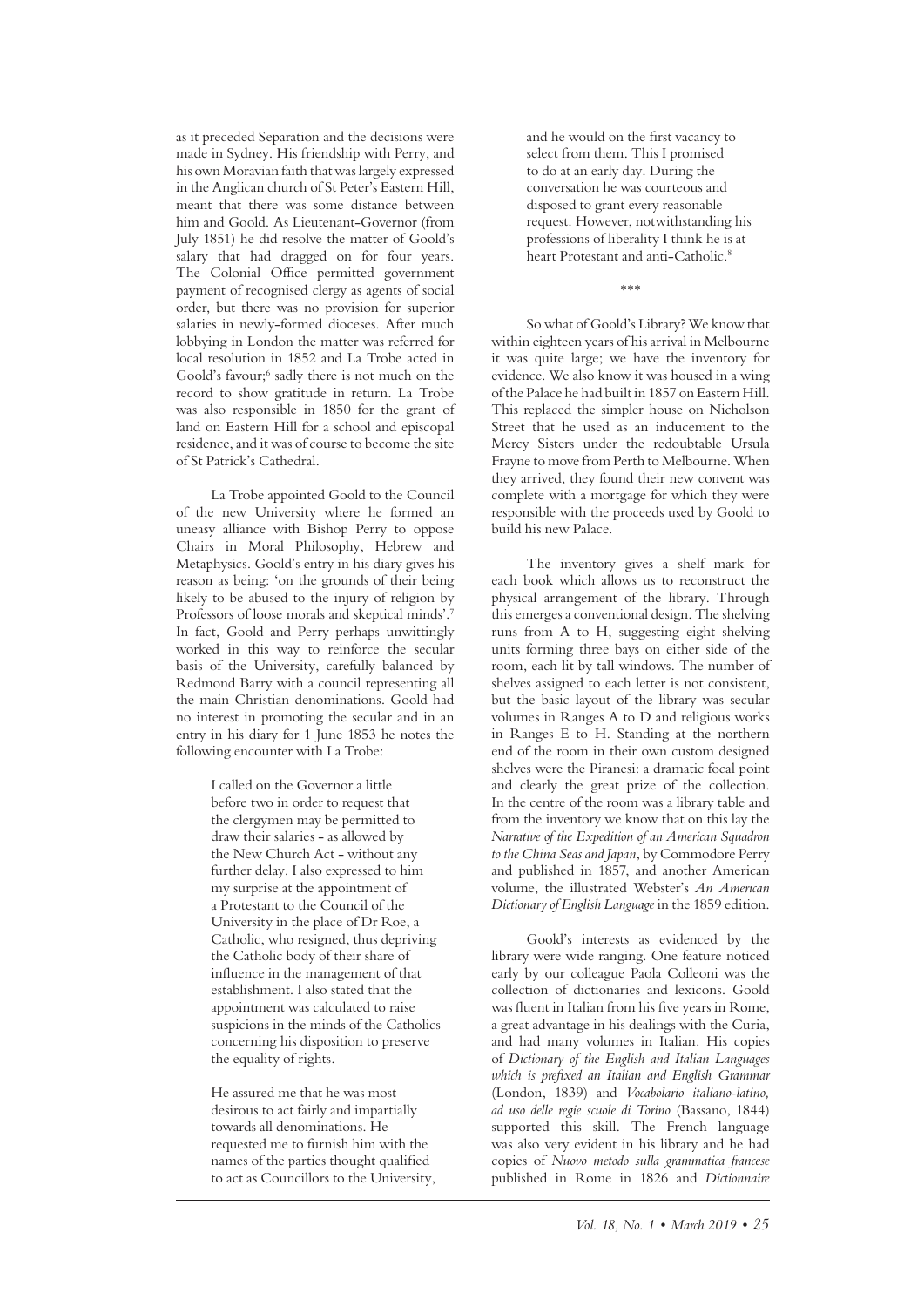as it preceded Separation and the decisions were made in Sydney. His friendship with Perry, and his own Moravian faith that was largely expressed in the Anglican church of St Peter's Eastern Hill, meant that there was some distance between him and Goold. As Lieutenant-Governor (from July 1851) he did resolve the matter of Goold's salary that had dragged on for four years. The Colonial Office permitted government payment of recognised clergy as agents of social order, but there was no provision for superior salaries in newly-formed dioceses. After much lobbying in London the matter was referred for local resolution in 1852 and La Trobe acted in Goold's favour;[6] sadly there is not much on the record to show gratitude in return. La Trobe was also responsible in 1850 for the grant of land on Eastern Hill for a school and episcopal residence, and it was of course to become the site of St Patrick's Cathedral.

La Trobe appointed Goold to the Council of the new University where he formed an uneasy alliance with Bishop Perry to oppose Chairs in Moral Philosophy, Hebrew and Metaphysics. Goold's entry in his diary gives his reason as being: 'on the grounds of their being likely to be abused to the injury of religion by Professors of loose morals and skeptical minds'.[7] In fact, Goold and Perry perhaps unwittingly worked in this way to reinforce the secular basis of the University, carefully balanced by Redmond Barry with a council representing all the main Christian denominations. Goold had no interest in promoting the secular and in an entry in his diary for 1 June 1853 he notes the following encounter with La Trobe:

> I called on the Governor a little before two in order to request that the clergymen may be permitted to draw their salaries - as allowed by the New Church Act - without any further delay. I also expressed to him my surprise at the appointment of a Protestant to the Council of the University in the place of Dr Roe, a Catholic, who resigned, thus depriving the Catholic body of their share of influence in the management of that establishment. I also stated that the appointment was calculated to raise suspicions in the minds of the Catholics concerning his disposition to preserve the equality of rights.
>
> He assured me that he was most desirous to act fairly and impartially towards all denominations. He requested me to furnish him with the names of the parties thought qualified to act as Councillors to the University, and he would on the first vacancy to select from them. This I promised to do at an early day. During the conversation he was courteous and disposed to grant every reasonable request. However, notwithstanding his professions of liberality I think he is at heart Protestant and anti-Catholic.[8]

\*\*\*

So what of Goold's Library? We know that within eighteen years of his arrival in Melbourne it was quite large; we have the inventory for evidence. We also know it was housed in a wing of the Palace he had built in 1857 on Eastern Hill. This replaced the simpler house on Nicholson Street that he used as an inducement to the Mercy Sisters under the redoubtable Ursula Frayne to move from Perth to Melbourne. When they arrived, they found their new convent was complete with a mortgage for which they were responsible with the proceeds used by Goold to build his new Palace.

The inventory gives a shelf mark for each book which allows us to reconstruct the physical arrangement of the library. Through this emerges a conventional design. The shelving runs from A to H, suggesting eight shelving units forming three bays on either side of the room, each lit by tall windows. The number of shelves assigned to each letter is not consistent, but the basic layout of the library was secular volumes in Ranges A to D and religious works in Ranges E to H. Standing at the northern end of the room in their own custom designed shelves were the Piranesi: a dramatic focal point and clearly the great prize of the collection. In the centre of the room was a library table and from the inventory we know that on this lay the *Narrative of the Expedition of an American Squadron to the China Seas and Japan*, by Commodore Perry and published in 1857, and another American volume, the illustrated Webster's *An American Dictionary of English Language* in the 1859 edition.

Goold's interests as evidenced by the library were wide ranging. One feature noticed early by our colleague Paola Colleoni was the collection of dictionaries and lexicons. Goold was fluent in Italian from his five years in Rome, a great advantage in his dealings with the Curia, and had many volumes in Italian. His copies of *Dictionary of the English and Italian Languages which is prefixed an Italian and English Grammar* (London, 1839) and *Vocabolario italiano-latino, ad uso delle regie scuole di Torino* (Bassano, 1844) supported this skill. The French language was also very evident in his library and he had copies of *Nuovo metodo sulla grammatica francese* published in Rome in 1826 and *Dictionnaire*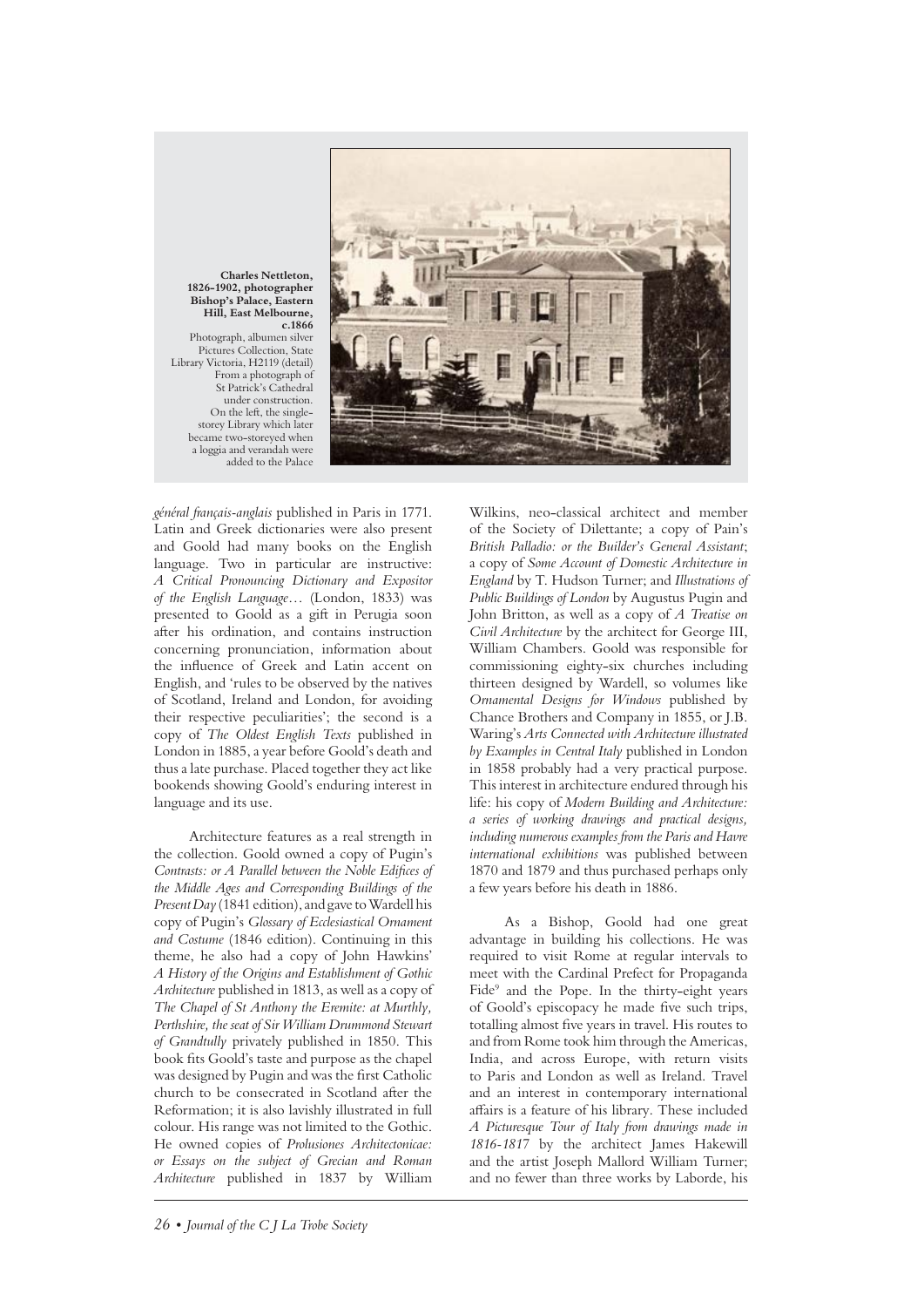**Charles Nettleton, 1826-1902, photographer**
**Bishop's Palace, Eastern Hill, East Melbourne, c.1866**
Photograph, albumen silver
Pictures Collection, State Library Victoria, H2119 (detail)
From a photograph of St Patrick's Cathedral under construction.
On the left, the single-storey Library which later became two-storeyed when a loggia and verandah were added to the Palace

*général français-anglais* published in Paris in 1771. Latin and Greek dictionaries were also present and Goold had many books on the English language. Two in particular are instructive: *A Critical Pronouncing Dictionary and Expositor of the English Language…* (London, 1833) was presented to Goold as a gift in Perugia soon after his ordination, and contains instruction concerning pronunciation, information about the influence of Greek and Latin accent on English, and 'rules to be observed by the natives of Scotland, Ireland and London, for avoiding their respective peculiarities'; the second is a copy of *The Oldest English Texts* published in London in 1885, a year before Goold's death and thus a late purchase. Placed together they act like bookends showing Goold's enduring interest in language and its use.

Architecture features as a real strength in the collection. Goold owned a copy of Pugin's *Contrasts: or A Parallel between the Noble Edifices of the Middle Ages and Corresponding Buildings of the Present Day* (1841 edition), and gave to Wardell his copy of Pugin's *Glossary of Ecclesiastical Ornament and Costume* (1846 edition). Continuing in this theme, he also had a copy of John Hawkins' *A History of the Origins and Establishment of Gothic Architecture* published in 1813, as well as a copy of *The Chapel of St Anthony the Eremite: at Murthly, Perthshire, the seat of Sir William Drummond Stewart of Grandtully* privately published in 1850. This book fits Goold's taste and purpose as the chapel was designed by Pugin and was the first Catholic church to be consecrated in Scotland after the Reformation; it is also lavishly illustrated in full colour. His range was not limited to the Gothic. He owned copies of *Prolusiones Architectonicae: or Essays on the subject of Grecian and Roman Architecture* published in 1837 by William Wilkins, neo-classical architect and member of the Society of Dilettante; a copy of Pain's *British Palladio: or the Builder's General Assistant*; a copy of *Some Account of Domestic Architecture in England* by T. Hudson Turner; and *Illustrations of Public Buildings of London* by Augustus Pugin and John Britton, as well as a copy of *A Treatise on Civil Architecture* by the architect for George III, William Chambers. Goold was responsible for commissioning eighty-six churches including thirteen designed by Wardell, so volumes like *Ornamental Designs for Windows* published by Chance Brothers and Company in 1855, or J.B. Waring's *Arts Connected with Architecture illustrated by Examples in Central Italy* published in London in 1858 probably had a very practical purpose. This interest in architecture endured through his life: his copy of *Modern Building and Architecture: a series of working drawings and practical designs, including numerous examples from the Paris and Havre international exhibitions* was published between 1870 and 1879 and thus purchased perhaps only a few years before his death in 1886.

As a Bishop, Goold had one great advantage in building his collections. He was required to visit Rome at regular intervals to meet with the Cardinal Prefect for Propaganda Fide[9] and the Pope. In the thirty-eight years of Goold's episcopacy he made five such trips, totalling almost five years in travel. His routes to and from Rome took him through the Americas, India, and across Europe, with return visits to Paris and London as well as Ireland. Travel and an interest in contemporary international affairs is a feature of his library. These included *A Picturesque Tour of Italy from drawings made in 1816-1817* by the architect James Hakewill and the artist Joseph Mallord William Turner; and no fewer than three works by Laborde, his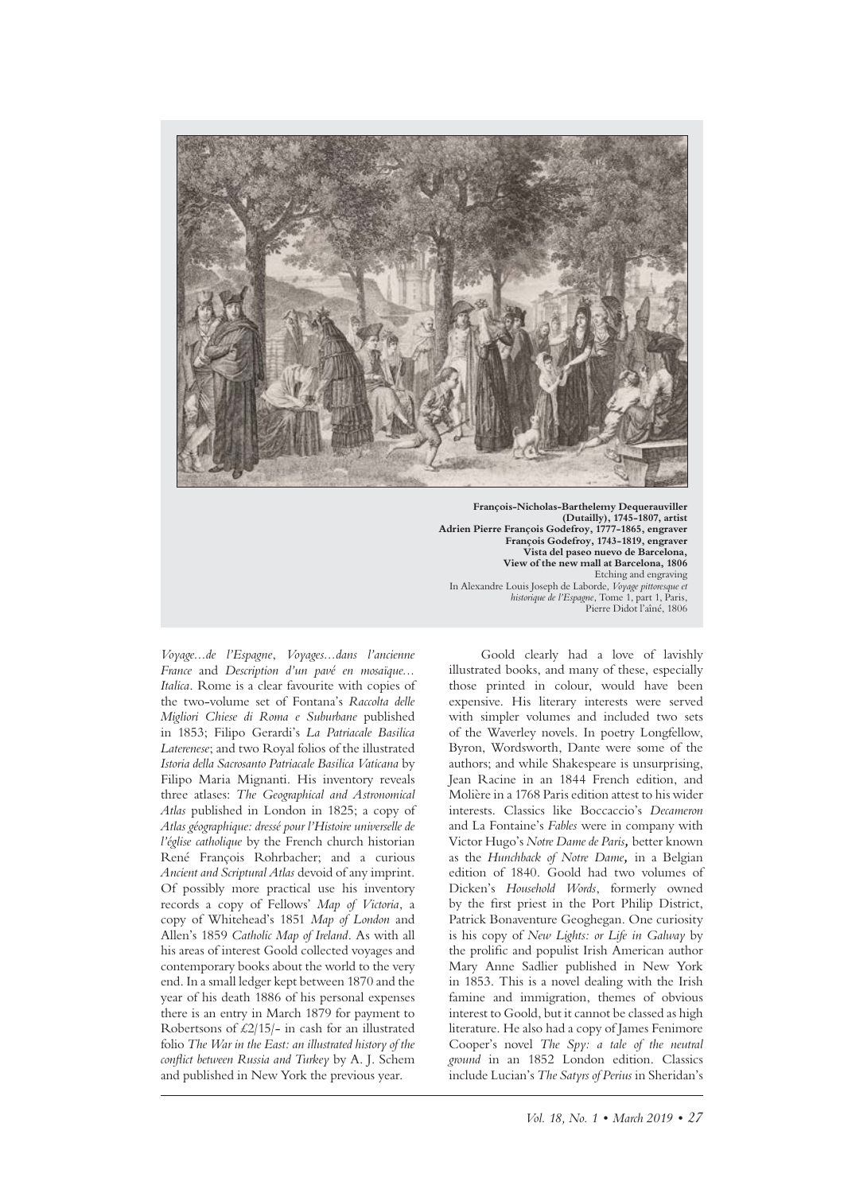**François-Nicholas-Barthelemy Dequerauviller (Dutailly), 1745-1807, artist**
**Adrien Pierre François Godefroy, 1777-1865, engraver**
**François Godefroy, 1743-1819, engraver**
**Vista del paseo nuevo de Barcelona,**
**View of the new mall at Barcelona, 1806**
Etching and engraving
In Alexandre Louis Joseph de Laborde, *Voyage pittoresque et historique de l'Espagne*, Tome 1, part 1, Paris, Pierre Didot l'aîné, 1806

*Voyage...de l'Espagne*, *Voyages...dans l'ancienne France* and *Description d'un pavé en mosaïque... Italica*. Rome is a clear favourite with copies of the two-volume set of Fontana's *Raccolta delle Migliori Chiese di Roma e Suburbane* published in 1853; Filipo Gerardi's *La Patriacale Basilica Laterenese*; and two Royal folios of the illustrated *Istoria della Sacrosanto Patriacale Basilica Vaticana* by Filipo Maria Mignanti. His inventory reveals three atlases: *The Geographical and Astronomical Atlas* published in London in 1825; a copy of *Atlas géographique: dressé pour l'Histoire universelle de l'église catholique* by the French church historian René François Rohrbacher; and a curious *Ancient and Scriptural Atlas* devoid of any imprint. Of possibly more practical use his inventory records a copy of Fellows' *Map of Victoria*, a copy of Whitehead's 1851 *Map of London* and Allen's 1859 *Catholic Map of Ireland*. As with all his areas of interest Goold collected voyages and contemporary books about the world to the very end. In a small ledger kept between 1870 and the year of his death 1886 of his personal expenses there is an entry in March 1879 for payment to Robertsons of £2/15/- in cash for an illustrated folio *The War in the East: an illustrated history of the conflict between Russia and Turkey* by A. J. Schem and published in New York the previous year.

Goold clearly had a love of lavishly illustrated books, and many of these, especially those printed in colour, would have been expensive. His literary interests were served with simpler volumes and included two sets of the Waverley novels. In poetry Longfellow, Byron, Wordsworth, Dante were some of the authors; and while Shakespeare is unsurprising, Jean Racine in an 1844 French edition, and Molière in a 1768 Paris edition attest to his wider interests. Classics like Boccaccio's *Decameron* and La Fontaine's *Fables* were in company with Victor Hugo's *Notre Dame de Paris*, better known as the *Hunchback of Notre Dame*, in a Belgian edition of 1840. Goold had two volumes of Dicken's *Household Words*, formerly owned by the first priest in the Port Philip District, Patrick Bonaventure Geoghegan. One curiosity is his copy of *New Lights: or Life in Galway* by the prolific and populist Irish American author Mary Anne Sadlier published in New York in 1853. This is a novel dealing with the Irish famine and immigration, themes of obvious interest to Goold, but it cannot be classed as high literature. He also had a copy of James Fenimore Cooper's novel *The Spy: a tale of the neutral ground* in an 1852 London edition. Classics include Lucian's *The Satyrs of Perius* in Sheridan's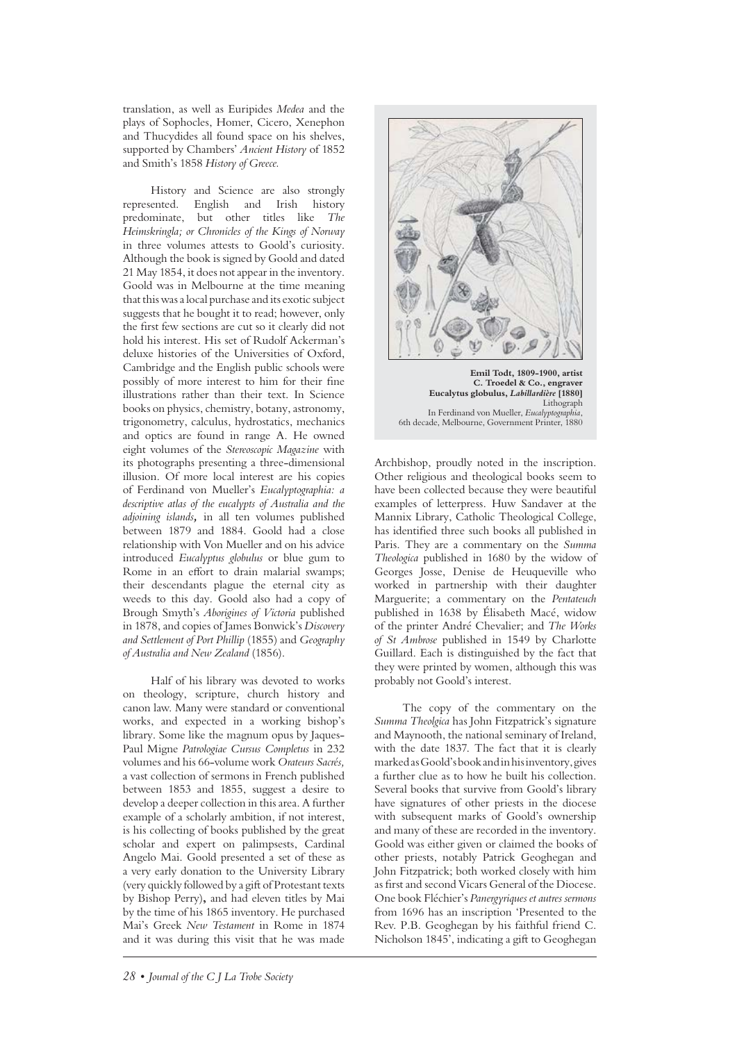translation, as well as Euripides *Medea* and the plays of Sophocles, Homer, Cicero, Xenephon and Thucydides all found space on his shelves, supported by Chambers' *Ancient History* of 1852 and Smith's 1858 *History of Greece.*

History and Science are also strongly represented. English and Irish history predominate, but other titles like *The Heimskringla; or Chronicles of the Kings of Norway* in three volumes attests to Goold's curiosity. Although the book is signed by Goold and dated 21 May 1854, it does not appear in the inventory. Goold was in Melbourne at the time meaning that this was a local purchase and its exotic subject suggests that he bought it to read; however, only the first few sections are cut so it clearly did not hold his interest. His set of Rudolf Ackerman's deluxe histories of the Universities of Oxford, Cambridge and the English public schools were possibly of more interest to him for their fine illustrations rather than their text. In Science books on physics, chemistry, botany, astronomy, trigonometry, calculus, hydrostatics, mechanics and optics are found in range A. He owned eight volumes of the *Stereoscopic Magazine* with its photographs presenting a three-dimensional illusion. Of more local interest are his copies of Ferdinand von Mueller's *Eucalyptographia: a descriptive atlas of the eucalypts of Australia and the adjoining islands,* in all ten volumes published between 1879 and 1884. Goold had a close relationship with Von Mueller and on his advice introduced *Eucalyptus globulus* or blue gum to Rome in an effort to drain malarial swamps; their descendants plague the eternal city as weeds to this day. Goold also had a copy of Brough Smyth's *Aborigines of Victoria* published in 1878, and copies of James Bonwick's *Discovery and Settlement of Port Phillip* (1855) and *Geography of Australia and New Zealand* (1856).

Half of his library was devoted to works on theology, scripture, church history and canon law. Many were standard or conventional works, and expected in a working bishop's library. Some like the magnum opus by Jaques-Paul Migne *Patrologiae Cursus Completus* in 232 volumes and his 66-volume work *Orateurs Sacrés,* a vast collection of sermons in French published between 1853 and 1855, suggest a desire to develop a deeper collection in this area. A further example of a scholarly ambition, if not interest, is his collecting of books published by the great scholar and expert on palimpsests, Cardinal Angelo Mai. Goold presented a set of these as a very early donation to the University Library (very quickly followed by a gift of Protestant texts by Bishop Perry), and had eleven titles by Mai by the time of his 1865 inventory. He purchased Mai's Greek *New Testament* in Rome in 1874 and it was during this visit that he was made

**Emil Todt, 1809-1900, artist**
**C. Troedel & Co., engraver**
**Eucalytus globulus, *Labillardière* [1880]**
Lithograph
In Ferdinand von Mueller, *Eucalyptographia*, 6th decade, Melbourne, Government Printer, 1880

Archbishop, proudly noted in the inscription. Other religious and theological books seem to have been collected because they were beautiful examples of letterpress. Huw Sandaver at the Mannix Library, Catholic Theological College, has identified three such books all published in Paris. They are a commentary on the *Summa Theologica* published in 1680 by the widow of Georges Josse, Denise de Heuqueville who worked in partnership with their daughter Marguerite; a commentary on the *Pentateuch* published in 1638 by Élisabeth Macé, widow of the printer André Chevalier; and *The Works of St Ambrose* published in 1549 by Charlotte Guillard. Each is distinguished by the fact that they were printed by women, although this was probably not Goold's interest.

The copy of the commentary on the *Summa Theolgica* has John Fitzpatrick's signature and Maynooth, the national seminary of Ireland, with the date 1837. The fact that it is clearly marked as Goold's book and in his inventory, gives a further clue as to how he built his collection. Several books that survive from Goold's library have signatures of other priests in the diocese with subsequent marks of Goold's ownership and many of these are recorded in the inventory. Goold was either given or claimed the books of other priests, notably Patrick Geoghegan and John Fitzpatrick; both worked closely with him as first and second Vicars General of the Diocese. One book Fléchier's *Panergyriques et autres sermons* from 1696 has an inscription 'Presented to the Rev. P.B. Geoghegan by his faithful friend C. Nicholson 1845', indicating a gift to Geoghegan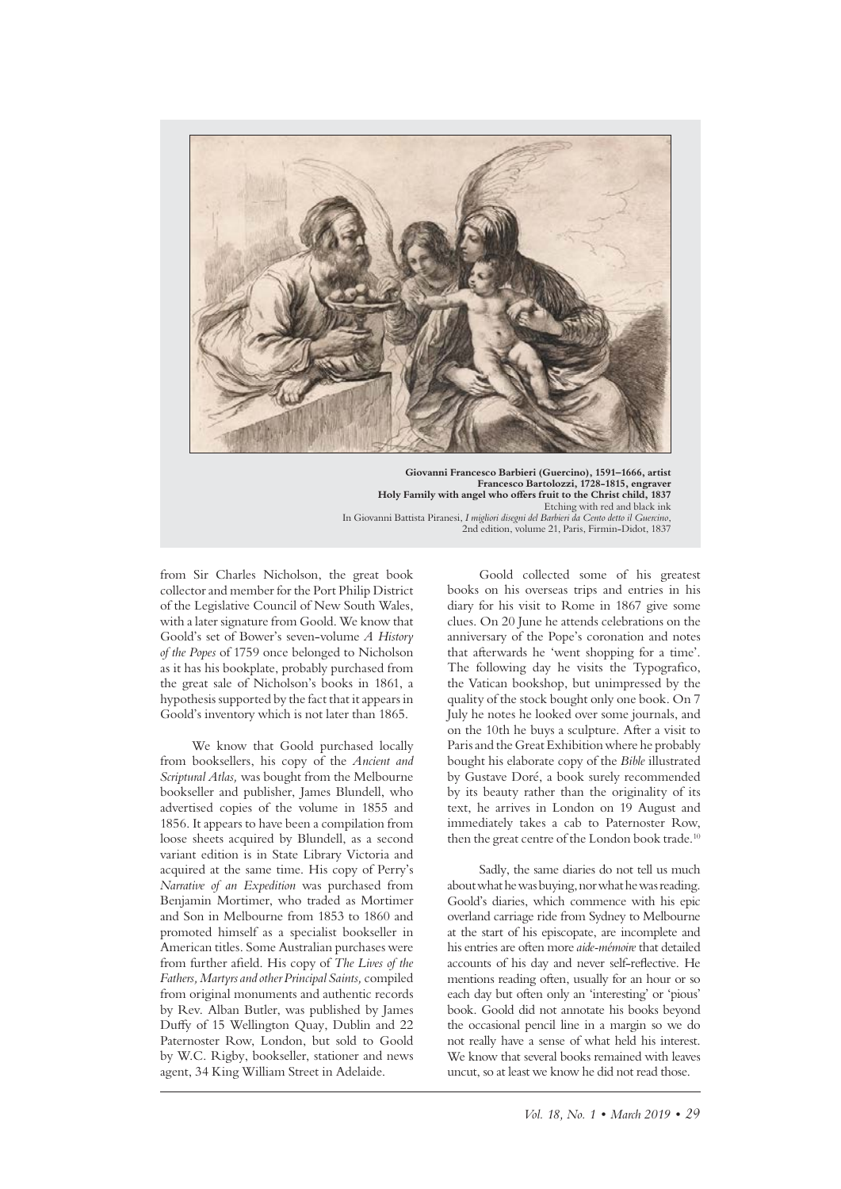**Giovanni Francesco Barbieri (Guercino), 1591–1666, artist**
**Francesco Bartolozzi, 1728-1815, engraver**
**Holy Family with angel who offers fruit to the Christ child, 1837**
Etching with red and black ink
In Giovanni Battista Piranesi, *I migliori disegni del Barbieri da Cento detto il Guercino*, 2nd edition, volume 21, Paris, Firmin-Didot, 1837

from Sir Charles Nicholson, the great book collector and member for the Port Philip District of the Legislative Council of New South Wales, with a later signature from Goold. We know that Goold's set of Bower's seven-volume *A History of the Popes* of 1759 once belonged to Nicholson as it has his bookplate, probably purchased from the great sale of Nicholson's books in 1861, a hypothesis supported by the fact that it appears in Goold's inventory which is not later than 1865.

We know that Goold purchased locally from booksellers, his copy of the *Ancient and Scriptural Atlas,* was bought from the Melbourne bookseller and publisher, James Blundell, who advertised copies of the volume in 1855 and 1856. It appears to have been a compilation from loose sheets acquired by Blundell, as a second variant edition is in State Library Victoria and acquired at the same time. His copy of Perry's *Narrative of an Expedition* was purchased from Benjamin Mortimer, who traded as Mortimer and Son in Melbourne from 1853 to 1860 and promoted himself as a specialist bookseller in American titles. Some Australian purchases were from further afield. His copy of *The Lives of the Fathers, Martyrs and other Principal Saints,* compiled from original monuments and authentic records by Rev. Alban Butler, was published by James Duffy of 15 Wellington Quay, Dublin and 22 Paternoster Row, London, but sold to Goold by W.C. Rigby, bookseller, stationer and news agent, 34 King William Street in Adelaide.

Goold collected some of his greatest books on his overseas trips and entries in his diary for his visit to Rome in 1867 give some clues. On 20 June he attends celebrations on the anniversary of the Pope's coronation and notes that afterwards he 'went shopping for a time'. The following day he visits the Typografico, the Vatican bookshop, but unimpressed by the quality of the stock bought only one book. On 7 July he notes he looked over some journals, and on the 10th he buys a sculpture. After a visit to Paris and the Great Exhibition where he probably bought his elaborate copy of the *Bible* illustrated by Gustave Doré, a book surely recommended by its beauty rather than the originality of its text, he arrives in London on 19 August and immediately takes a cab to Paternoster Row, then the great centre of the London book trade.[10]

Sadly, the same diaries do not tell us much about what he was buying, nor what he was reading. Goold's diaries, which commence with his epic overland carriage ride from Sydney to Melbourne at the start of his episcopate, are incomplete and his entries are often more *aide-mémoire* that detailed accounts of his day and never self-reflective. He mentions reading often, usually for an hour or so each day but often only an 'interesting' or 'pious' book. Goold did not annotate his books beyond the occasional pencil line in a margin so we do not really have a sense of what held his interest. We know that several books remained with leaves uncut, so at least we know he did not read those.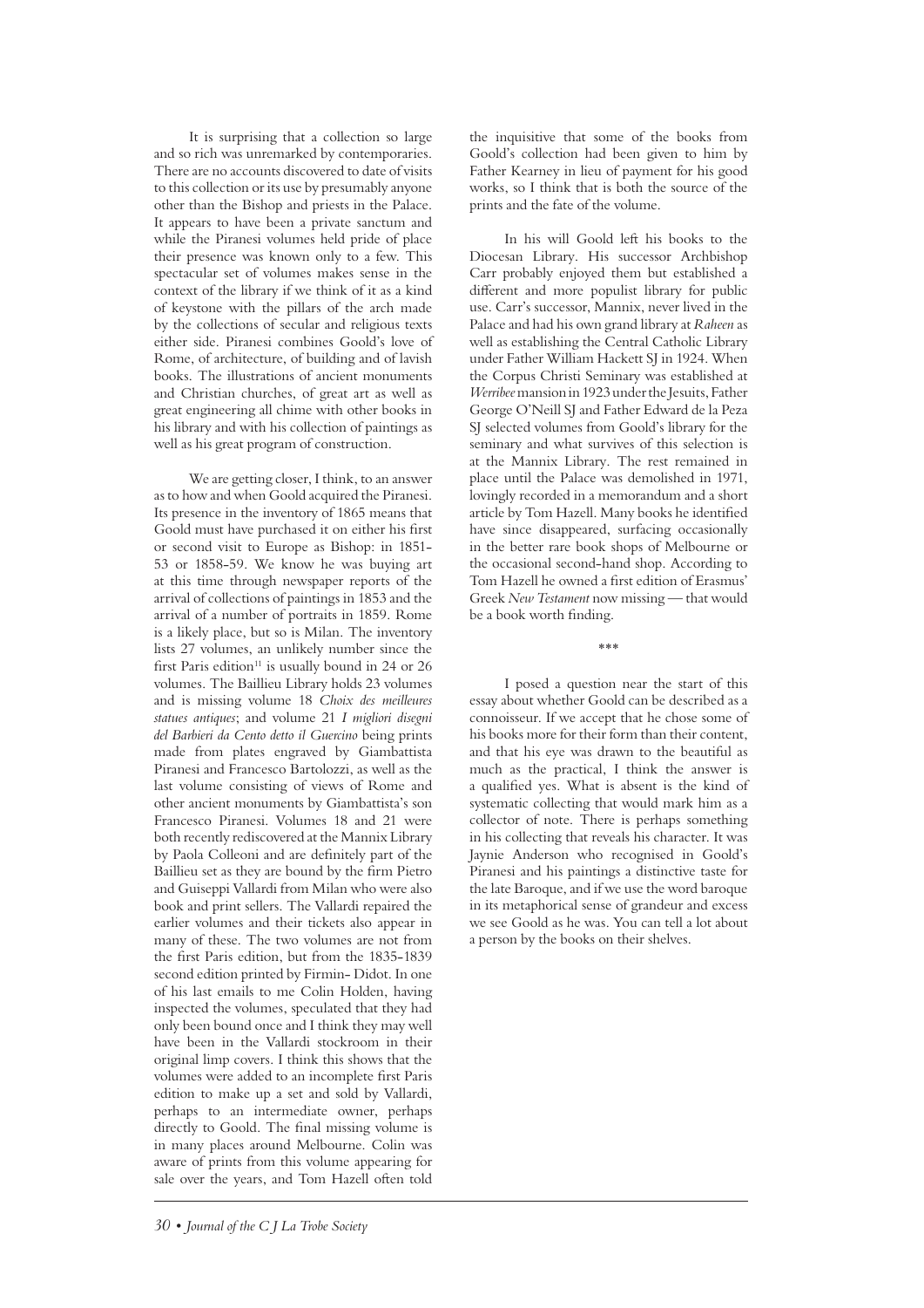It is surprising that a collection so large and so rich was unremarked by contemporaries. There are no accounts discovered to date of visits to this collection or its use by presumably anyone other than the Bishop and priests in the Palace. It appears to have been a private sanctum and while the Piranesi volumes held pride of place their presence was known only to a few. This spectacular set of volumes makes sense in the context of the library if we think of it as a kind of keystone with the pillars of the arch made by the collections of secular and religious texts either side. Piranesi combines Goold's love of Rome, of architecture, of building and of lavish books. The illustrations of ancient monuments and Christian churches, of great art as well as great engineering all chime with other books in his library and with his collection of paintings as well as his great program of construction.

We are getting closer, I think, to an answer as to how and when Goold acquired the Piranesi. Its presence in the inventory of 1865 means that Goold must have purchased it on either his first or second visit to Europe as Bishop: in 1851-53 or 1858-59. We know he was buying art at this time through newspaper reports of the arrival of collections of paintings in 1853 and the arrival of a number of portraits in 1859. Rome is a likely place, but so is Milan. The inventory lists 27 volumes, an unlikely number since the first Paris edition[11] is usually bound in 24 or 26 volumes. The Baillieu Library holds 23 volumes and is missing volume 18 *Choix des meilleures statues antiques*; and volume 21 *I migliori disegni del Barbieri da Cento detto il Guercino* being prints made from plates engraved by Giambattista Piranesi and Francesco Bartolozzi, as well as the last volume consisting of views of Rome and other ancient monuments by Giambattista's son Francesco Piranesi. Volumes 18 and 21 were both recently rediscovered at the Mannix Library by Paola Colleoni and are definitely part of the Baillieu set as they are bound by the firm Pietro and Guiseppi Vallardi from Milan who were also book and print sellers. The Vallardi repaired the earlier volumes and their tickets also appear in many of these. The two volumes are not from the first Paris edition, but from the 1835-1839 second edition printed by Firmin-Didot. In one of his last emails to me Colin Holden, having inspected the volumes, speculated that they had only been bound once and I think they may well have been in the Vallardi stockroom in their original limp covers. I think this shows that the volumes were added to an incomplete first Paris edition to make up a set and sold by Vallardi, perhaps to an intermediate owner, perhaps directly to Goold. The final missing volume is in many places around Melbourne. Colin was aware of prints from this volume appearing for sale over the years, and Tom Hazell often told the inquisitive that some of the books from Goold's collection had been given to him by Father Kearney in lieu of payment for his good works, so I think that is both the source of the prints and the fate of the volume.

In his will Goold left his books to the Diocesan Library. His successor Archbishop Carr probably enjoyed them but established a different and more populist library for public use. Carr's successor, Mannix, never lived in the Palace and had his own grand library at *Raheen* as well as establishing the Central Catholic Library under Father William Hackett SJ in 1924. When the Corpus Christi Seminary was established at *Werribee* mansion in 1923 under the Jesuits, Father George O'Neill SJ and Father Edward de la Peza SJ selected volumes from Goold's library for the seminary and what survives of this selection is at the Mannix Library. The rest remained in place until the Palace was demolished in 1971, lovingly recorded in a memorandum and a short article by Tom Hazell. Many books he identified have since disappeared, surfacing occasionally in the better rare book shops of Melbourne or the occasional second-hand shop. According to Tom Hazell he owned a first edition of Erasmus' Greek *New Testament* now missing — that would be a book worth finding.

\*\*\*

I posed a question near the start of this essay about whether Goold can be described as a connoisseur. If we accept that he chose some of his books more for their form than their content, and that his eye was drawn to the beautiful as much as the practical, I think the answer is a qualified yes. What is absent is the kind of systematic collecting that would mark him as a collector of note. There is perhaps something in his collecting that reveals his character. It was Jaynie Anderson who recognised in Goold's Piranesi and his paintings a distinctive taste for the late Baroque, and if we use the word baroque in its metaphorical sense of grandeur and excess we see Goold as he was. You can tell a lot about a person by the books on their shelves.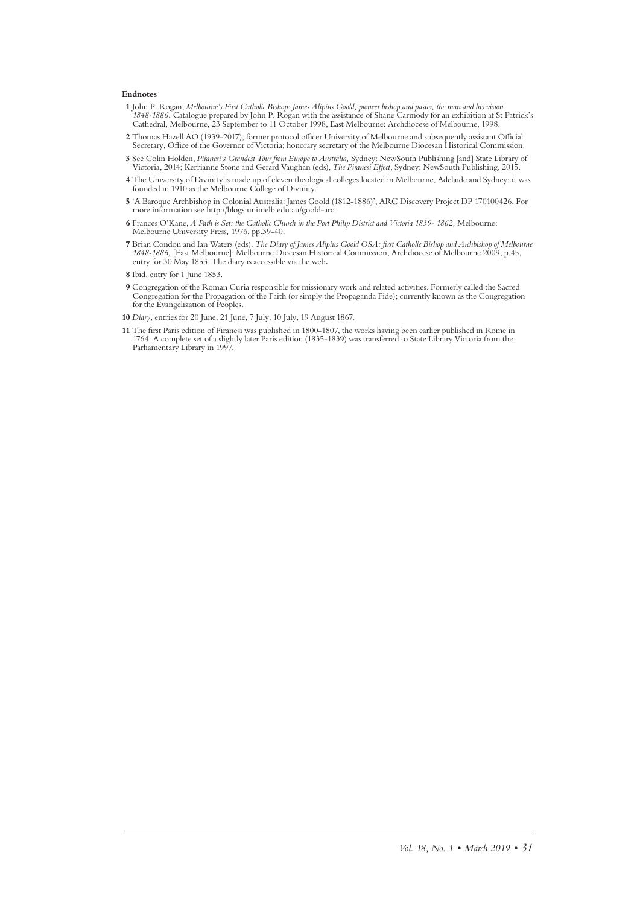**Endnotes**

**1** John P. Rogan, *Melbourne's First Catholic Bishop: James Alipius Goold, pioneer bishop and pastor, the man and his vision 1848-1886*. Catalogue prepared by John P. Rogan with the assistance of Shane Carmody for an exhibition at St Patrick's Cathedral, Melbourne, 23 September to 11 October 1998, East Melbourne: Archdiocese of Melbourne, 1998.

**2** Thomas Hazell AO (1939-2017), former protocol officer University of Melbourne and subsequently assistant Official Secretary, Office of the Governor of Victoria; honorary secretary of the Melbourne Diocesan Historical Commission.

**3** See Colin Holden, *Piranesi's Grandest Tour from Europe to Australia,* Sydney: NewSouth Publishing [and] State Library of Victoria, 2014; Kerrianne Stone and Gerard Vaughan (eds), *The Piranesi Effect*, Sydney: NewSouth Publishing, 2015.

**4** The University of Divinity is made up of eleven theological colleges located in Melbourne, Adelaide and Sydney; it was founded in 1910 as the Melbourne College of Divinity.

**5** 'A Baroque Archbishop in Colonial Australia: James Goold (1812-1886)', ARC Discovery Project DP 170100426. For more information see http://blogs.unimelb.edu.au/goold-arc.

**6** Frances O'Kane, *A Path is Set: the Catholic Church in the Port Philip District and Victoria 1839- 1862,* Melbourne: Melbourne University Press, 1976, pp.39-40.

**7** Brian Condon and Ian Waters (eds), *The Diary of James Alipius Goold OSA: first Catholic Bishop and Archbishop of Melbourne 1848-1886,* [East Melbourne]: Melbourne Diocesan Historical Commission, Archdiocese of Melbourne 2009, p.45, entry for 30 May 1853. The diary is accessible via the web**.**

**8** Ibid, entry for 1 June 1853.

**9** Congregation of the Roman Curia responsible for missionary work and related activities. Formerly called the Sacred Congregation for the Propagation of the Faith (or simply the Propaganda Fide); currently known as the Congregation for the Evangelization of Peoples.

**10** *Diary*, entries for 20 June, 21 June, 7 July, 10 July, 19 August 1867.

**11** The first Paris edition of Piranesi was published in 1800-1807, the works having been earlier published in Rome in 1764. A complete set of a slightly later Paris edition (1835-1839) was transferred to State Library Victoria from the Parliamentary Library in 1997.